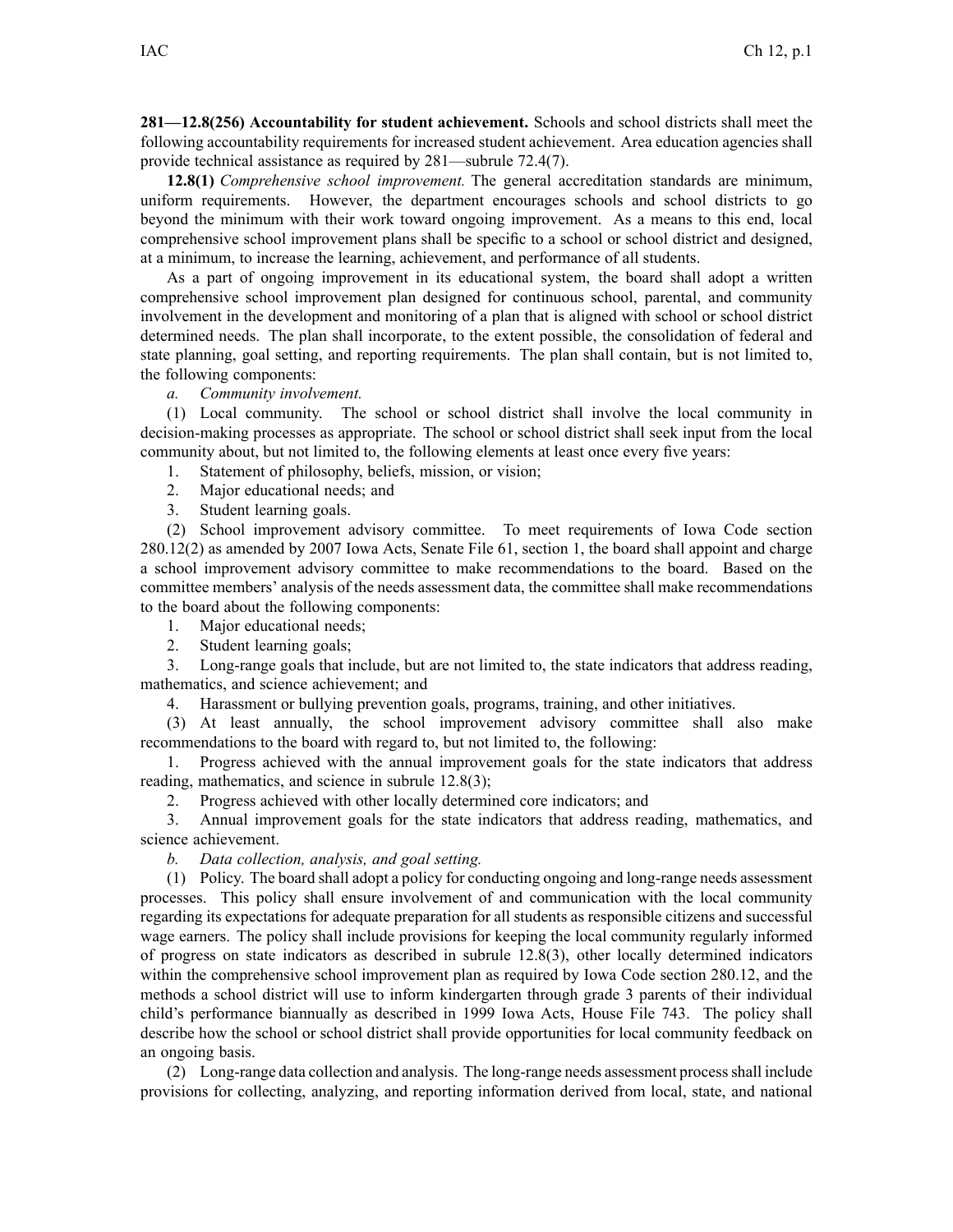**281—12.8(256) Accountability for student achievement.** Schools and school districts shall meet the following accountability requirements for increased student achievement. Area education agencies shall provide technical assistance as required by 281—subrule 72.4(7).

**12.8(1)** *Comprehensive school improvement.* The general accreditation standards are minimum, uniform requirements. However, the department encourages schools and school districts to go beyond the minimum with their work toward ongoing improvement. As a means to this end, local comprehensive school improvement plans shall be specific to a school or school district and designed, at a minimum, to increase the learning, achievement, and performance of all students.

As a part of ongoing improvement in its educational system, the board shall adopt a written comprehensive school improvement plan designed for continuous school, parental, and community involvement in the development and monitoring of a plan that is aligned with school or school district determined needs. The plan shall incorporate, to the extent possible, the consolidation of federal and state planning, goal setting, and reporting requirements. The plan shall contain, but is not limited to, the following components:

*a. Community involvement.*

(1) Local community. The school or school district shall involve the local community in decision-making processes as appropriate. The school or school district shall seek input from the local community about, but not limited to, the following elements at least once every five years:

1. Statement of philosophy, beliefs, mission, or vision;
2. Major educational needs; and
3. Student learning goals.

(2) School improvement advisory committee. To meet requirements of Iowa Code section 280.12(2) as amended by 2007 Iowa Acts, Senate File 61, section 1, the board shall appoint and charge a school improvement advisory committee to make recommendations to the board. Based on the committee members' analysis of the needs assessment data, the committee shall make recommendations to the board about the following components:

1. Major educational needs;
2. Student learning goals;
3. Long-range goals that include, but are not limited to, the state indicators that address reading, mathematics, and science achievement; and
4. Harassment or bullying prevention goals, programs, training, and other initiatives.

(3) At least annually, the school improvement advisory committee shall also make recommendations to the board with regard to, but not limited to, the following:

1. Progress achieved with the annual improvement goals for the state indicators that address reading, mathematics, and science in subrule 12.8(3);
2. Progress achieved with other locally determined core indicators; and
3. Annual improvement goals for the state indicators that address reading, mathematics, and science achievement.

*b. Data collection, analysis, and goal setting.*

(1) Policy. The board shall adopt a policy for conducting ongoing and long-range needs assessment processes. This policy shall ensure involvement of and communication with the local community regarding its expectations for adequate preparation for all students as responsible citizens and successful wage earners. The policy shall include provisions for keeping the local community regularly informed of progress on state indicators as described in subrule 12.8(3), other locally determined indicators within the comprehensive school improvement plan as required by Iowa Code section 280.12, and the methods a school district will use to inform kindergarten through grade 3 parents of their individual child's performance biannually as described in 1999 Iowa Acts, House File 743. The policy shall describe how the school or school district shall provide opportunities for local community feedback on an ongoing basis.

(2) Long-range data collection and analysis. The long-range needs assessment process shall include provisions for collecting, analyzing, and reporting information derived from local, state, and national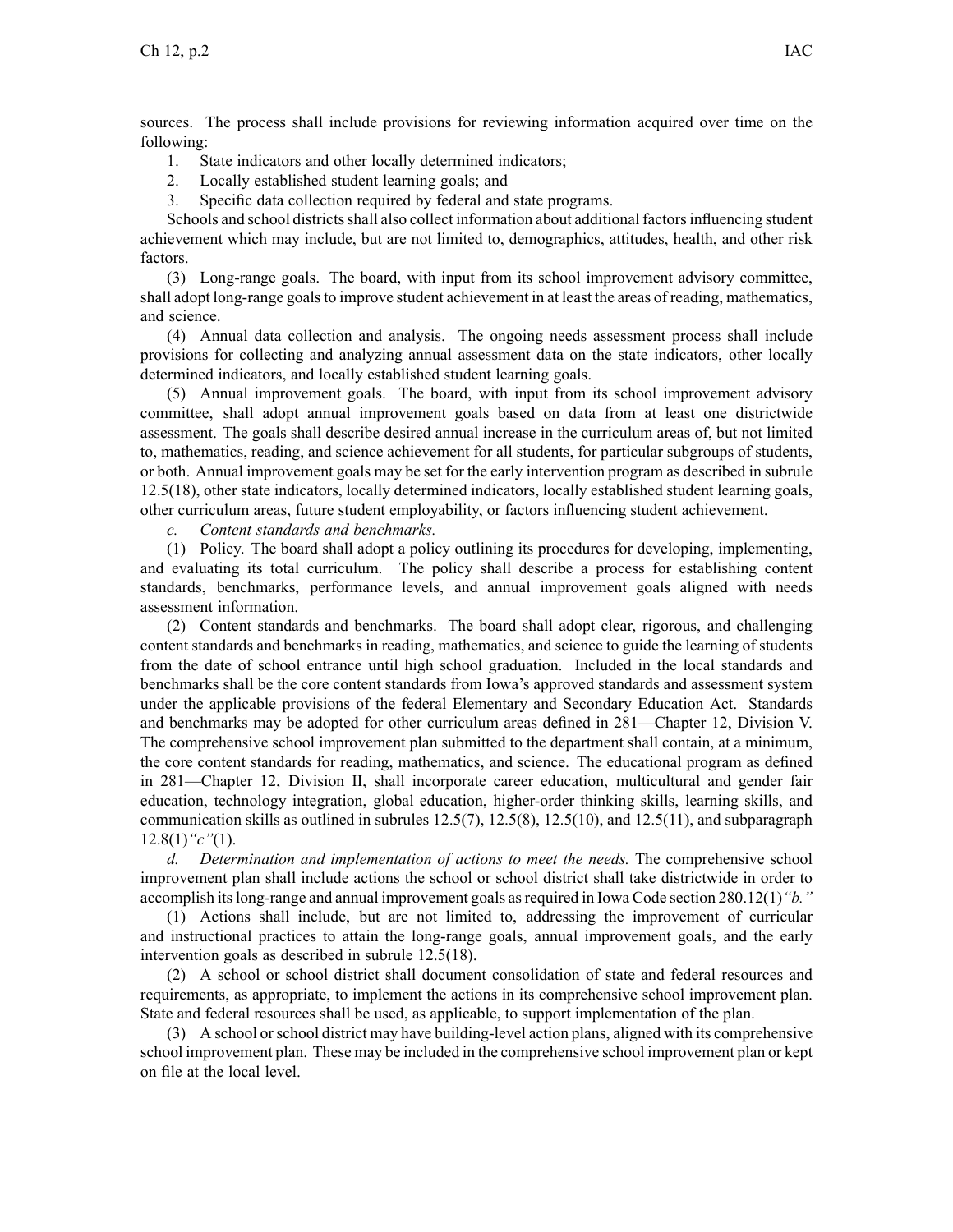sources. The process shall include provisions for reviewing information acquired over time on the following:

1. State indicators and other locally determined indicators;
2. Locally established student learning goals; and
3. Specific data collection required by federal and state programs.

Schools and school districts shall also collect information about additional factors influencing student achievement which may include, but are not limited to, demographics, attitudes, health, and other risk factors.

(3) Long-range goals. The board, with input from its school improvement advisory committee, shall adopt long-range goals to improve student achievement in at least the areas of reading, mathematics, and science.

(4) Annual data collection and analysis. The ongoing needs assessment process shall include provisions for collecting and analyzing annual assessment data on the state indicators, other locally determined indicators, and locally established student learning goals.

(5) Annual improvement goals. The board, with input from its school improvement advisory committee, shall adopt annual improvement goals based on data from at least one districtwide assessment. The goals shall describe desired annual increase in the curriculum areas of, but not limited to, mathematics, reading, and science achievement for all students, for particular subgroups of students, or both. Annual improvement goals may be set for the early intervention program as described in subrule 12.5(18), other state indicators, locally determined indicators, locally established student learning goals, other curriculum areas, future student employability, or factors influencing student achievement.

*c. Content standards and benchmarks.*

(1) Policy. The board shall adopt a policy outlining its procedures for developing, implementing, and evaluating its total curriculum. The policy shall describe a process for establishing content standards, benchmarks, performance levels, and annual improvement goals aligned with needs assessment information.

(2) Content standards and benchmarks. The board shall adopt clear, rigorous, and challenging content standards and benchmarks in reading, mathematics, and science to guide the learning of students from the date of school entrance until high school graduation. Included in the local standards and benchmarks shall be the core content standards from Iowa's approved standards and assessment system under the applicable provisions of the federal Elementary and Secondary Education Act. Standards and benchmarks may be adopted for other curriculum areas defined in 281—Chapter 12, Division V. The comprehensive school improvement plan submitted to the department shall contain, at a minimum, the core content standards for reading, mathematics, and science. The educational program as defined in 281—Chapter 12, Division II, shall incorporate career education, multicultural and gender fair education, technology integration, global education, higher-order thinking skills, learning skills, and communication skills as outlined in subrules 12.5(7), 12.5(8), 12.5(10), and 12.5(11), and subparagraph 12.8(1)*"c"*(1).

*d. Determination and implementation of actions to meet the needs.* The comprehensive school improvement plan shall include actions the school or school district shall take districtwide in order to accomplish its long-range and annual improvement goals as required in Iowa Code section 280.12(1)*"b."*

(1) Actions shall include, but are not limited to, addressing the improvement of curricular and instructional practices to attain the long-range goals, annual improvement goals, and the early intervention goals as described in subrule 12.5(18).

(2) A school or school district shall document consolidation of state and federal resources and requirements, as appropriate, to implement the actions in its comprehensive school improvement plan. State and federal resources shall be used, as applicable, to support implementation of the plan.

(3) A school or school district may have building-level action plans, aligned with its comprehensive school improvement plan. These may be included in the comprehensive school improvement plan or kept on file at the local level.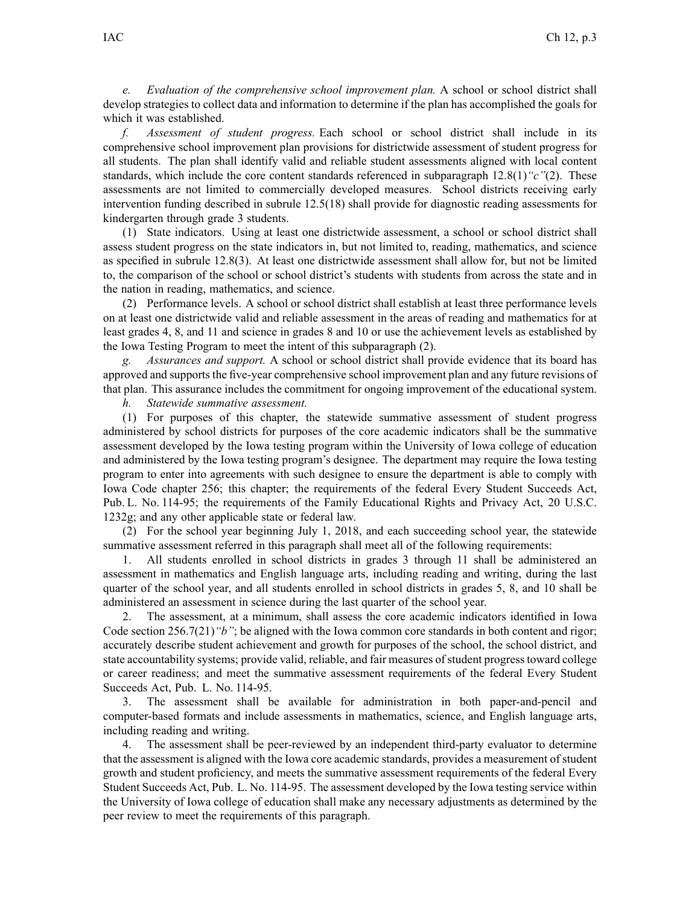*e. Evaluation of the comprehensive school improvement plan.* A school or school district shall develop strategies to collect data and information to determine if the plan has accomplished the goals for which it was established.

*f. Assessment of student progress.* Each school or school district shall include in its comprehensive school improvement plan provisions for districtwide assessment of student progress for all students. The plan shall identify valid and reliable student assessments aligned with local content standards, which include the core content standards referenced in subparagraph 12.8(1)*"c"*(2). These assessments are not limited to commercially developed measures. School districts receiving early intervention funding described in subrule 12.5(18) shall provide for diagnostic reading assessments for kindergarten through grade 3 students.

(1) State indicators. Using at least one districtwide assessment, a school or school district shall assess student progress on the state indicators in, but not limited to, reading, mathematics, and science as specified in subrule 12.8(3). At least one districtwide assessment shall allow for, but not be limited to, the comparison of the school or school district's students with students from across the state and in the nation in reading, mathematics, and science.

(2) Performance levels. A school or school district shall establish at least three performance levels on at least one districtwide valid and reliable assessment in the areas of reading and mathematics for at least grades 4, 8, and 11 and science in grades 8 and 10 or use the achievement levels as established by the Iowa Testing Program to meet the intent of this subparagraph (2).

*g. Assurances and support.* A school or school district shall provide evidence that its board has approved and supports the five-year comprehensive school improvement plan and any future revisions of that plan. This assurance includes the commitment for ongoing improvement of the educational system.

*h. Statewide summative assessment.*

(1) For purposes of this chapter, the statewide summative assessment of student progress administered by school districts for purposes of the core academic indicators shall be the summative assessment developed by the Iowa testing program within the University of Iowa college of education and administered by the Iowa testing program's designee. The department may require the Iowa testing program to enter into agreements with such designee to ensure the department is able to comply with Iowa Code chapter 256; this chapter; the requirements of the federal Every Student Succeeds Act, Pub. L. No. 114-95; the requirements of the Family Educational Rights and Privacy Act, 20 U.S.C. 1232g; and any other applicable state or federal law.

(2) For the school year beginning July 1, 2018, and each succeeding school year, the statewide summative assessment referred in this paragraph shall meet all of the following requirements:

1. All students enrolled in school districts in grades 3 through 11 shall be administered an assessment in mathematics and English language arts, including reading and writing, during the last quarter of the school year, and all students enrolled in school districts in grades 5, 8, and 10 shall be administered an assessment in science during the last quarter of the school year.

2. The assessment, at a minimum, shall assess the core academic indicators identified in Iowa Code section 256.7(21)*"b"*; be aligned with the Iowa common core standards in both content and rigor; accurately describe student achievement and growth for purposes of the school, the school district, and state accountability systems; provide valid, reliable, and fair measures of student progress toward college or career readiness; and meet the summative assessment requirements of the federal Every Student Succeeds Act, Pub. L. No. 114-95.

3. The assessment shall be available for administration in both paper-and-pencil and computer-based formats and include assessments in mathematics, science, and English language arts, including reading and writing.

4. The assessment shall be peer-reviewed by an independent third-party evaluator to determine that the assessment is aligned with the Iowa core academic standards, provides a measurement of student growth and student proficiency, and meets the summative assessment requirements of the federal Every Student Succeeds Act, Pub. L. No. 114-95. The assessment developed by the Iowa testing service within the University of Iowa college of education shall make any necessary adjustments as determined by the peer review to meet the requirements of this paragraph.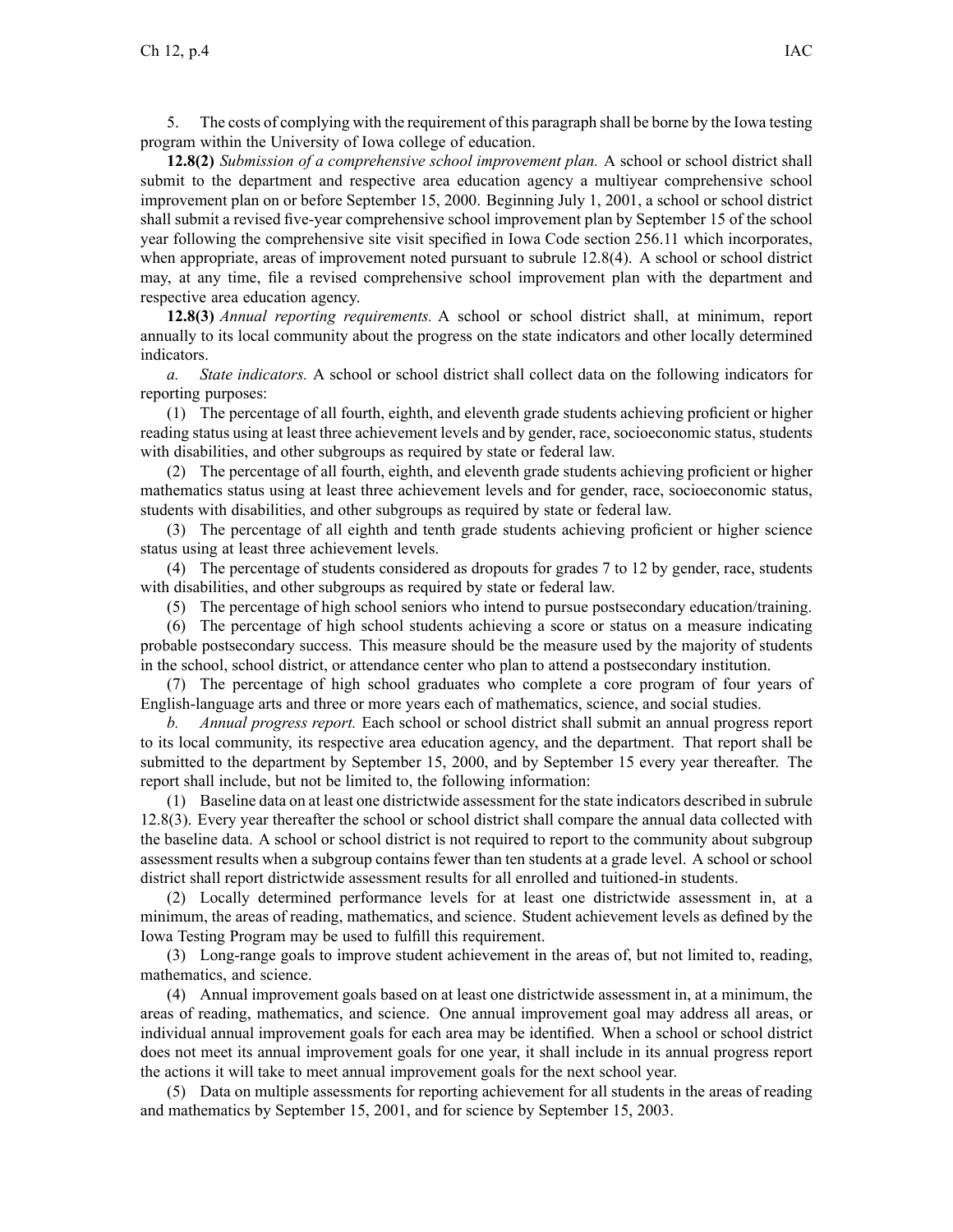5. The costs of complying with the requirement of this paragraph shall be borne by the Iowa testing program within the University of Iowa college of education.

**12.8(2)** *Submission of a comprehensive school improvement plan.* A school or school district shall submit to the department and respective area education agency a multiyear comprehensive school improvement plan on or before September 15, 2000. Beginning July 1, 2001, a school or school district shall submit a revised five-year comprehensive school improvement plan by September 15 of the school year following the comprehensive site visit specified in Iowa Code section 256.11 which incorporates, when appropriate, areas of improvement noted pursuant to subrule 12.8(4). A school or school district may, at any time, file a revised comprehensive school improvement plan with the department and respective area education agency.

**12.8(3)** *Annual reporting requirements.* A school or school district shall, at minimum, report annually to its local community about the progress on the state indicators and other locally determined indicators.

*a. State indicators.* A school or school district shall collect data on the following indicators for reporting purposes:

(1) The percentage of all fourth, eighth, and eleventh grade students achieving proficient or higher reading status using at least three achievement levels and by gender, race, socioeconomic status, students with disabilities, and other subgroups as required by state or federal law.

(2) The percentage of all fourth, eighth, and eleventh grade students achieving proficient or higher mathematics status using at least three achievement levels and for gender, race, socioeconomic status, students with disabilities, and other subgroups as required by state or federal law.

(3) The percentage of all eighth and tenth grade students achieving proficient or higher science status using at least three achievement levels.

(4) The percentage of students considered as dropouts for grades 7 to 12 by gender, race, students with disabilities, and other subgroups as required by state or federal law.

(5) The percentage of high school seniors who intend to pursue postsecondary education/training.

(6) The percentage of high school students achieving a score or status on a measure indicating probable postsecondary success. This measure should be the measure used by the majority of students in the school, school district, or attendance center who plan to attend a postsecondary institution.

(7) The percentage of high school graduates who complete a core program of four years of English-language arts and three or more years each of mathematics, science, and social studies.

*b. Annual progress report.* Each school or school district shall submit an annual progress report to its local community, its respective area education agency, and the department. That report shall be submitted to the department by September 15, 2000, and by September 15 every year thereafter. The report shall include, but not be limited to, the following information:

(1) Baseline data on at least one districtwide assessment for the state indicators described in subrule 12.8(3). Every year thereafter the school or school district shall compare the annual data collected with the baseline data. A school or school district is not required to report to the community about subgroup assessment results when a subgroup contains fewer than ten students at a grade level. A school or school district shall report districtwide assessment results for all enrolled and tuitioned-in students.

(2) Locally determined performance levels for at least one districtwide assessment in, at a minimum, the areas of reading, mathematics, and science. Student achievement levels as defined by the Iowa Testing Program may be used to fulfill this requirement.

(3) Long-range goals to improve student achievement in the areas of, but not limited to, reading, mathematics, and science.

(4) Annual improvement goals based on at least one districtwide assessment in, at a minimum, the areas of reading, mathematics, and science. One annual improvement goal may address all areas, or individual annual improvement goals for each area may be identified. When a school or school district does not meet its annual improvement goals for one year, it shall include in its annual progress report the actions it will take to meet annual improvement goals for the next school year.

(5) Data on multiple assessments for reporting achievement for all students in the areas of reading and mathematics by September 15, 2001, and for science by September 15, 2003.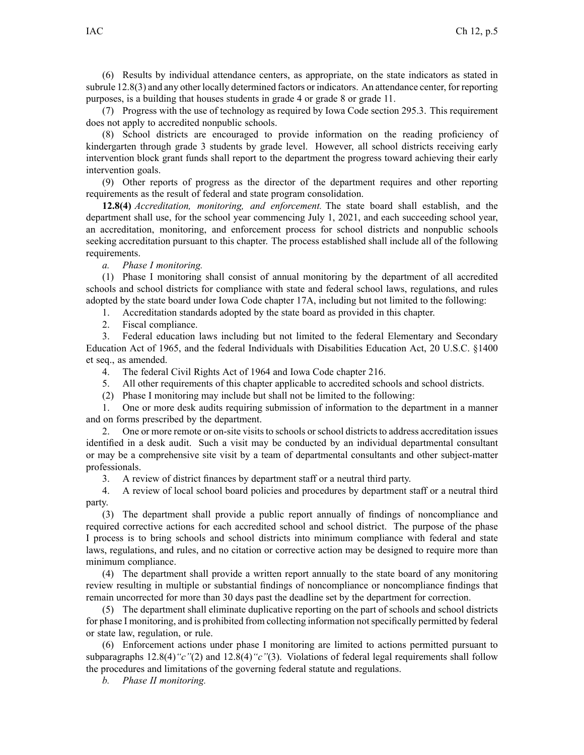(6) Results by individual attendance centers, as appropriate, on the state indicators as stated in subrule 12.8(3) and any other locally determined factors or indicators. An attendance center, for reporting purposes, is a building that houses students in grade 4 or grade 8 or grade 11.

(7) Progress with the use of technology as required by Iowa Code section 295.3. This requirement does not apply to accredited nonpublic schools.

(8) School districts are encouraged to provide information on the reading proficiency of kindergarten through grade 3 students by grade level. However, all school districts receiving early intervention block grant funds shall report to the department the progress toward achieving their early intervention goals.

(9) Other reports of progress as the director of the department requires and other reporting requirements as the result of federal and state program consolidation.

**12.8(4)** *Accreditation, monitoring, and enforcement.* The state board shall establish, and the department shall use, for the school year commencing July 1, 2021, and each succeeding school year, an accreditation, monitoring, and enforcement process for school districts and nonpublic schools seeking accreditation pursuant to this chapter. The process established shall include all of the following requirements.

*a. Phase I monitoring.*

(1) Phase I monitoring shall consist of annual monitoring by the department of all accredited schools and school districts for compliance with state and federal school laws, regulations, and rules adopted by the state board under Iowa Code chapter 17A, including but not limited to the following:

1. Accreditation standards adopted by the state board as provided in this chapter.
2. Fiscal compliance.
3. Federal education laws including but not limited to the federal Elementary and Secondary Education Act of 1965, and the federal Individuals with Disabilities Education Act, 20 U.S.C. §1400 et seq., as amended.
4. The federal Civil Rights Act of 1964 and Iowa Code chapter 216.
5. All other requirements of this chapter applicable to accredited schools and school districts.

(2) Phase I monitoring may include but shall not be limited to the following:

1. One or more desk audits requiring submission of information to the department in a manner and on forms prescribed by the department.
2. One or more remote or on-site visits to schools or school districts to address accreditation issues identified in a desk audit. Such a visit may be conducted by an individual departmental consultant or may be a comprehensive site visit by a team of departmental consultants and other subject-matter professionals.
3. A review of district finances by department staff or a neutral third party.
4. A review of local school board policies and procedures by department staff or a neutral third party.

(3) The department shall provide a public report annually of findings of noncompliance and required corrective actions for each accredited school and school district. The purpose of the phase I process is to bring schools and school districts into minimum compliance with federal and state laws, regulations, and rules, and no citation or corrective action may be designed to require more than minimum compliance.

(4) The department shall provide a written report annually to the state board of any monitoring review resulting in multiple or substantial findings of noncompliance or noncompliance findings that remain uncorrected for more than 30 days past the deadline set by the department for correction.

(5) The department shall eliminate duplicative reporting on the part of schools and school districts for phase I monitoring, and is prohibited from collecting information not specifically permitted by federal or state law, regulation, or rule.

(6) Enforcement actions under phase I monitoring are limited to actions permitted pursuant to subparagraphs 12.8(4)*"c"*(2) and 12.8(4)*"c"*(3). Violations of federal legal requirements shall follow the procedures and limitations of the governing federal statute and regulations.

*b. Phase II monitoring.*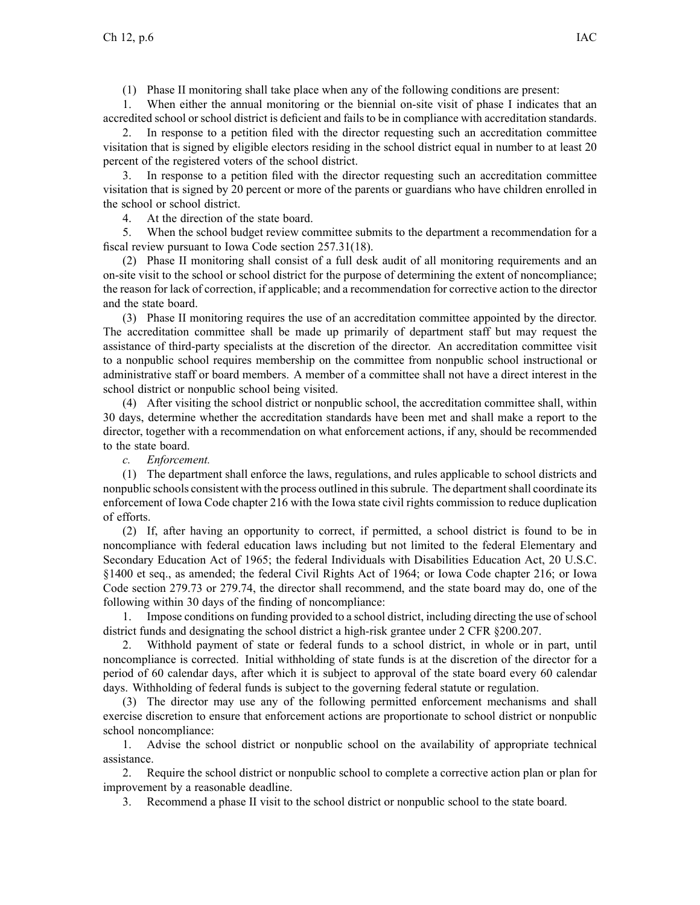(1) Phase II monitoring shall take place when any of the following conditions are present:

1. When either the annual monitoring or the biennial on-site visit of phase I indicates that an accredited school or school district is deficient and fails to be in compliance with accreditation standards.

2. In response to a petition filed with the director requesting such an accreditation committee visitation that is signed by eligible electors residing in the school district equal in number to at least 20 percent of the registered voters of the school district.

3. In response to a petition filed with the director requesting such an accreditation committee visitation that is signed by 20 percent or more of the parents or guardians who have children enrolled in the school or school district.

4. At the direction of the state board.

5. When the school budget review committee submits to the department a recommendation for a fiscal review pursuant to Iowa Code section 257.31(18).

(2) Phase II monitoring shall consist of a full desk audit of all monitoring requirements and an on-site visit to the school or school district for the purpose of determining the extent of noncompliance; the reason for lack of correction, if applicable; and a recommendation for corrective action to the director and the state board.

(3) Phase II monitoring requires the use of an accreditation committee appointed by the director. The accreditation committee shall be made up primarily of department staff but may request the assistance of third-party specialists at the discretion of the director. An accreditation committee visit to a nonpublic school requires membership on the committee from nonpublic school instructional or administrative staff or board members. A member of a committee shall not have a direct interest in the school district or nonpublic school being visited.

(4) After visiting the school district or nonpublic school, the accreditation committee shall, within 30 days, determine whether the accreditation standards have been met and shall make a report to the director, together with a recommendation on what enforcement actions, if any, should be recommended to the state board.

*c. Enforcement.*

(1) The department shall enforce the laws, regulations, and rules applicable to school districts and nonpublic schools consistent with the process outlined in this subrule. The department shall coordinate its enforcement of Iowa Code chapter 216 with the Iowa state civil rights commission to reduce duplication of efforts.

(2) If, after having an opportunity to correct, if permitted, a school district is found to be in noncompliance with federal education laws including but not limited to the federal Elementary and Secondary Education Act of 1965; the federal Individuals with Disabilities Education Act, 20 U.S.C. §1400 et seq., as amended; the federal Civil Rights Act of 1964; or Iowa Code chapter 216; or Iowa Code section 279.73 or 279.74, the director shall recommend, and the state board may do, one of the following within 30 days of the finding of noncompliance:

1. Impose conditions on funding provided to a school district, including directing the use of school district funds and designating the school district a high-risk grantee under 2 CFR §200.207.

2. Withhold payment of state or federal funds to a school district, in whole or in part, until noncompliance is corrected. Initial withholding of state funds is at the discretion of the director for a period of 60 calendar days, after which it is subject to approval of the state board every 60 calendar days. Withholding of federal funds is subject to the governing federal statute or regulation.

(3) The director may use any of the following permitted enforcement mechanisms and shall exercise discretion to ensure that enforcement actions are proportionate to school district or nonpublic school noncompliance:

1. Advise the school district or nonpublic school on the availability of appropriate technical assistance.

2. Require the school district or nonpublic school to complete a corrective action plan or plan for improvement by a reasonable deadline.

3. Recommend a phase II visit to the school district or nonpublic school to the state board.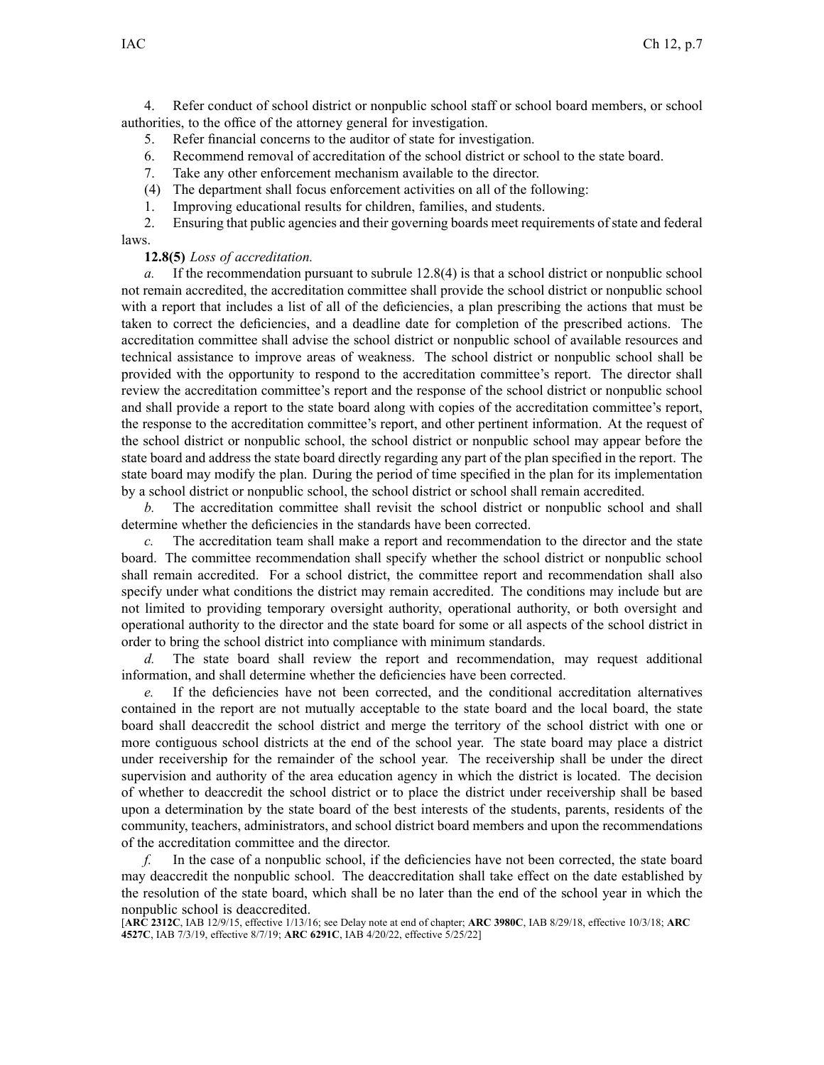4. Refer conduct of school district or nonpublic school staff or school board members, or school authorities, to the office of the attorney general for investigation.

5. Refer financial concerns to the auditor of state for investigation.

6. Recommend removal of accreditation of the school district or school to the state board.

7. Take any other enforcement mechanism available to the director.

(4) The department shall focus enforcement activities on all of the following:

1. Improving educational results for children, families, and students.

2. Ensuring that public agencies and their governing boards meet requirements of state and federal laws.

**12.8(5)** *Loss of accreditation.*

*a.* If the recommendation pursuant to subrule 12.8(4) is that a school district or nonpublic school not remain accredited, the accreditation committee shall provide the school district or nonpublic school with a report that includes a list of all of the deficiencies, a plan prescribing the actions that must be taken to correct the deficiencies, and a deadline date for completion of the prescribed actions. The accreditation committee shall advise the school district or nonpublic school of available resources and technical assistance to improve areas of weakness. The school district or nonpublic school shall be provided with the opportunity to respond to the accreditation committee's report. The director shall review the accreditation committee's report and the response of the school district or nonpublic school and shall provide a report to the state board along with copies of the accreditation committee's report, the response to the accreditation committee's report, and other pertinent information. At the request of the school district or nonpublic school, the school district or nonpublic school may appear before the state board and address the state board directly regarding any part of the plan specified in the report. The state board may modify the plan. During the period of time specified in the plan for its implementation by a school district or nonpublic school, the school district or school shall remain accredited.

*b.* The accreditation committee shall revisit the school district or nonpublic school and shall determine whether the deficiencies in the standards have been corrected.

*c.* The accreditation team shall make a report and recommendation to the director and the state board. The committee recommendation shall specify whether the school district or nonpublic school shall remain accredited. For a school district, the committee report and recommendation shall also specify under what conditions the district may remain accredited. The conditions may include but are not limited to providing temporary oversight authority, operational authority, or both oversight and operational authority to the director and the state board for some or all aspects of the school district in order to bring the school district into compliance with minimum standards.

*d.* The state board shall review the report and recommendation, may request additional information, and shall determine whether the deficiencies have been corrected.

*e.* If the deficiencies have not been corrected, and the conditional accreditation alternatives contained in the report are not mutually acceptable to the state board and the local board, the state board shall deaccredit the school district and merge the territory of the school district with one or more contiguous school districts at the end of the school year. The state board may place a district under receivership for the remainder of the school year. The receivership shall be under the direct supervision and authority of the area education agency in which the district is located. The decision of whether to deaccredit the school district or to place the district under receivership shall be based upon a determination by the state board of the best interests of the students, parents, residents of the community, teachers, administrators, and school district board members and upon the recommendations of the accreditation committee and the director.

*f.* In the case of a nonpublic school, if the deficiencies have not been corrected, the state board may deaccredit the nonpublic school. The deaccreditation shall take effect on the date established by the resolution of the state board, which shall be no later than the end of the school year in which the nonpublic school is deaccredited.

[**ARC 2312C**, IAB 12/9/15, effective 1/13/16; see Delay note at end of chapter; **ARC 3980C**, IAB 8/29/18, effective 10/3/18; **ARC 4527C**, IAB 7/3/19, effective 8/7/19; **ARC 6291C**, IAB 4/20/22, effective 5/25/22]